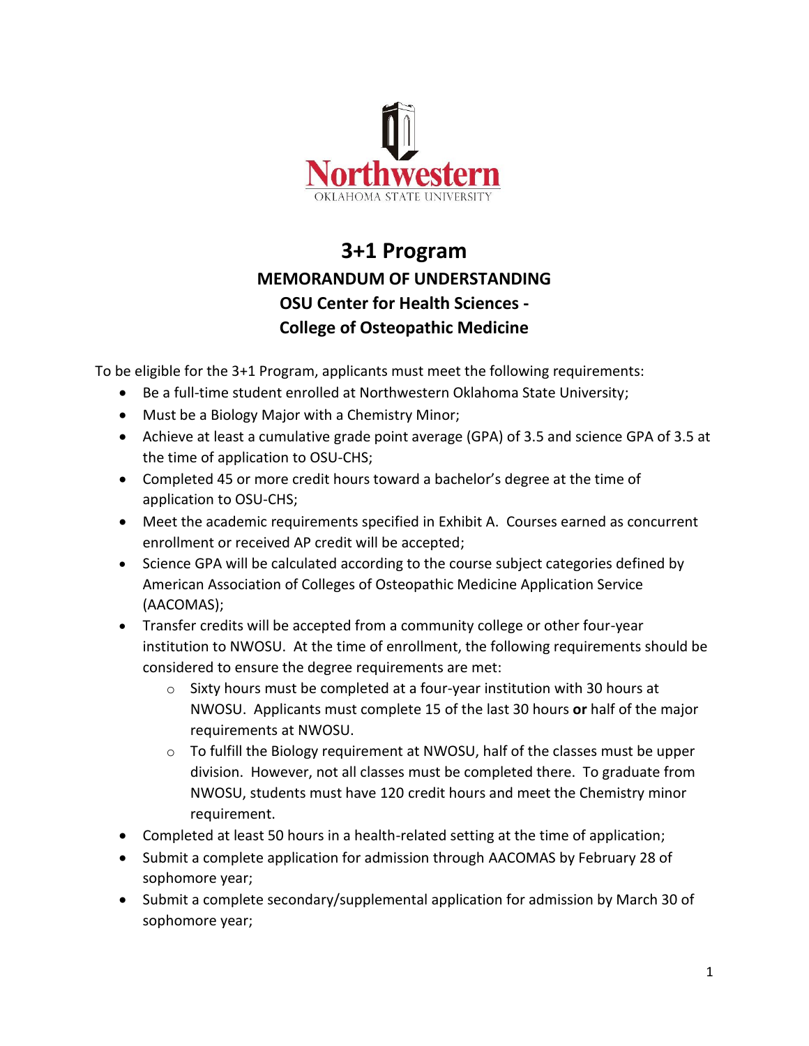Northwestern
OKLAHOMA STATE UNIVERSITY

# 3+1 Program

## MEMORANDUM OF UNDERSTANDING
## OSU Center for Health Sciences - College of Osteopathic Medicine

To be eligible for the 3+1 Program, applicants must meet the following requirements:

- Be a full-time student enrolled at Northwestern Oklahoma State University;
- Must be a Biology Major with a Chemistry Minor;
- Achieve at least a cumulative grade point average (GPA) of 3.5 and science GPA of 3.5 at the time of application to OSU-CHS;
- Completed 45 or more credit hours toward a bachelor's degree at the time of application to OSU-CHS;
- Meet the academic requirements specified in Exhibit A. Courses earned as concurrent enrollment or received AP credit will be accepted;
- Science GPA will be calculated according to the course subject categories defined by American Association of Colleges of Osteopathic Medicine Application Service (AACOMAS);
- Transfer credits will be accepted from a community college or other four-year institution to NWOSU. At the time of enrollment, the following requirements should be considered to ensure the degree requirements are met:
  - Sixty hours must be completed at a four-year institution with 30 hours at NWOSU. Applicants must complete 15 of the last 30 hours **or** half of the major requirements at NWOSU.
  - To fulfill the Biology requirement at NWOSU, half of the classes must be upper division. However, not all classes must be completed there. To graduate from NWOSU, students must have 120 credit hours and meet the Chemistry minor requirement.
- Completed at least 50 hours in a health-related setting at the time of application;
- Submit a complete application for admission through AACOMAS by February 28 of sophomore year;
- Submit a complete secondary/supplemental application for admission by March 30 of sophomore year;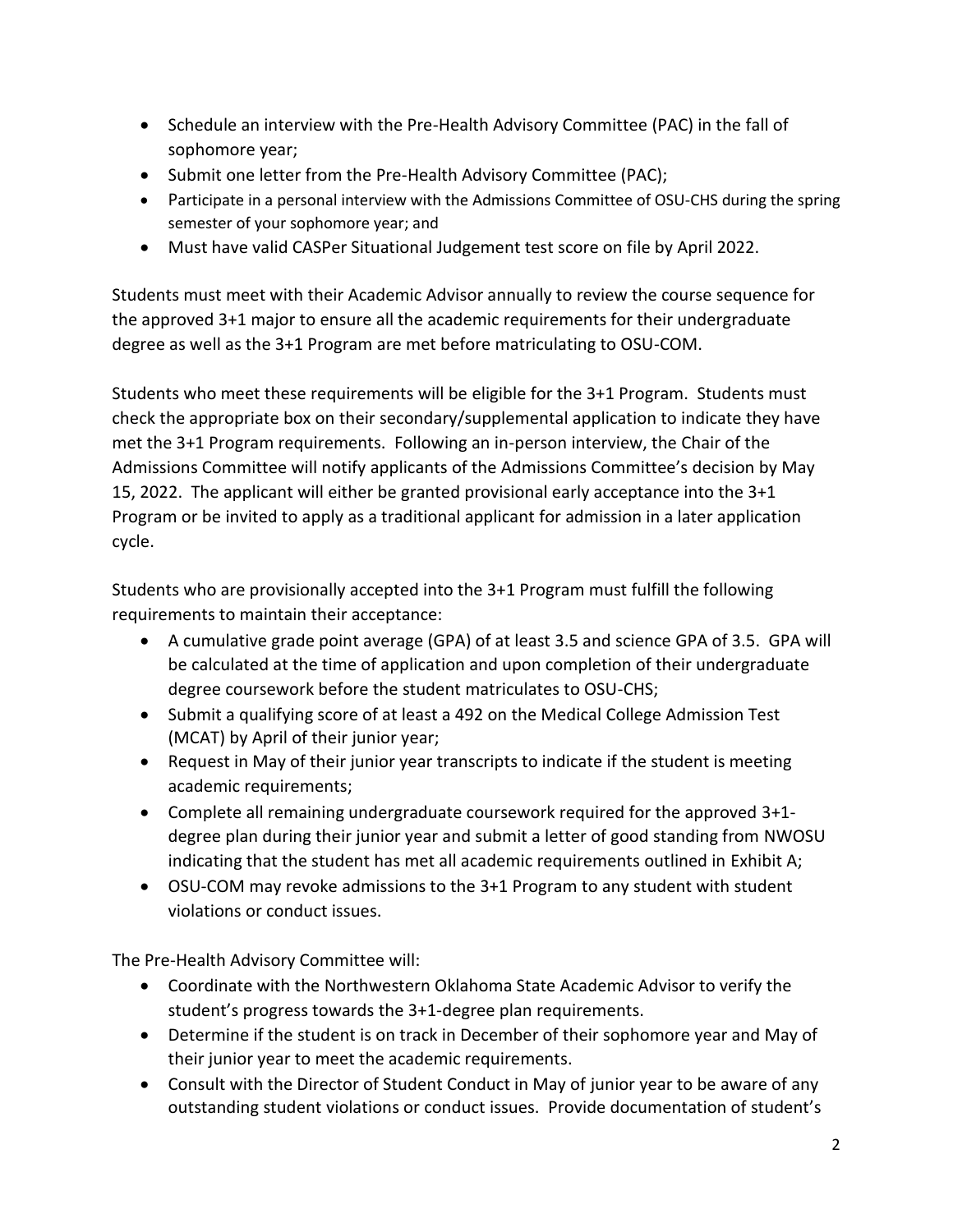- Schedule an interview with the Pre-Health Advisory Committee (PAC) in the fall of sophomore year;
- Submit one letter from the Pre-Health Advisory Committee (PAC);
- Participate in a personal interview with the Admissions Committee of OSU-CHS during the spring semester of your sophomore year; and
- Must have valid CASPer Situational Judgement test score on file by April 2022.

Students must meet with their Academic Advisor annually to review the course sequence for the approved 3+1 major to ensure all the academic requirements for their undergraduate degree as well as the 3+1 Program are met before matriculating to OSU-COM.

Students who meet these requirements will be eligible for the 3+1 Program. Students must check the appropriate box on their secondary/supplemental application to indicate they have met the 3+1 Program requirements. Following an in-person interview, the Chair of the Admissions Committee will notify applicants of the Admissions Committee's decision by May 15, 2022. The applicant will either be granted provisional early acceptance into the 3+1 Program or be invited to apply as a traditional applicant for admission in a later application cycle.

Students who are provisionally accepted into the 3+1 Program must fulfill the following requirements to maintain their acceptance:

- A cumulative grade point average (GPA) of at least 3.5 and science GPA of 3.5. GPA will be calculated at the time of application and upon completion of their undergraduate degree coursework before the student matriculates to OSU-CHS;
- Submit a qualifying score of at least a 492 on the Medical College Admission Test (MCAT) by April of their junior year;
- Request in May of their junior year transcripts to indicate if the student is meeting academic requirements;
- Complete all remaining undergraduate coursework required for the approved 3+1-degree plan during their junior year and submit a letter of good standing from NWOSU indicating that the student has met all academic requirements outlined in Exhibit A;
- OSU-COM may revoke admissions to the 3+1 Program to any student with student violations or conduct issues.

The Pre-Health Advisory Committee will:

- Coordinate with the Northwestern Oklahoma State Academic Advisor to verify the student's progress towards the 3+1-degree plan requirements.
- Determine if the student is on track in December of their sophomore year and May of their junior year to meet the academic requirements.
- Consult with the Director of Student Conduct in May of junior year to be aware of any outstanding student violations or conduct issues. Provide documentation of student's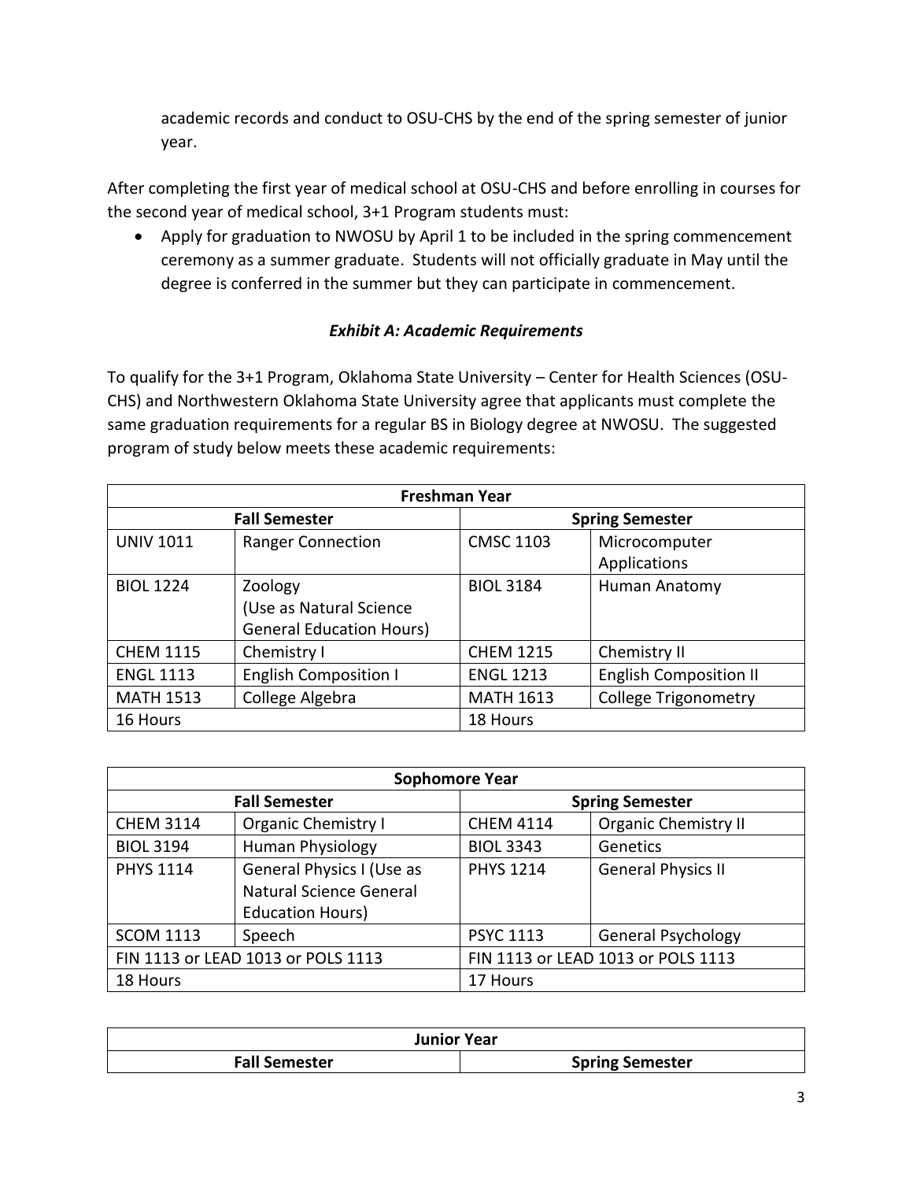academic records and conduct to OSU-CHS by the end of the spring semester of junior year.

After completing the first year of medical school at OSU-CHS and before enrolling in courses for the second year of medical school, 3+1 Program students must:

- Apply for graduation to NWOSU by April 1 to be included in the spring commencement ceremony as a summer graduate. Students will not officially graduate in May until the degree is conferred in the summer but they can participate in commencement.

### *Exhibit A: Academic Requirements*

To qualify for the 3+1 Program, Oklahoma State University – Center for Health Sciences (OSU-CHS) and Northwestern Oklahoma State University agree that applicants must complete the same graduation requirements for a regular BS in Biology degree at NWOSU. The suggested program of study below meets these academic requirements:

| Freshman Year | | | |
|---|---|---|---|
| **Fall Semester** | | **Spring Semester** | |
| UNIV 1011 | Ranger Connection | CMSC 1103 | Microcomputer Applications |
| BIOL 1224 | Zoology (Use as Natural Science General Education Hours) | BIOL 3184 | Human Anatomy |
| CHEM 1115 | Chemistry I | CHEM 1215 | Chemistry II |
| ENGL 1113 | English Composition I | ENGL 1213 | English Composition II |
| MATH 1513 | College Algebra | MATH 1613 | College Trigonometry |
| 16 Hours | | 18 Hours | |

| Sophomore Year | | | |
|---|---|---|---|
| **Fall Semester** | | **Spring Semester** | |
| CHEM 3114 | Organic Chemistry I | CHEM 4114 | Organic Chemistry II |
| BIOL 3194 | Human Physiology | BIOL 3343 | Genetics |
| PHYS 1114 | General Physics I (Use as Natural Science General Education Hours) | PHYS 1214 | General Physics II |
| SCOM 1113 | Speech | PSYC 1113 | General Psychology |
| FIN 1113 or LEAD 1013 or POLS 1113 | | FIN 1113 or LEAD 1013 or POLS 1113 | |
| 18 Hours | | 17 Hours | |

| Junior Year | |
|---|---|
| **Fall Semester** | **Spring Semester** |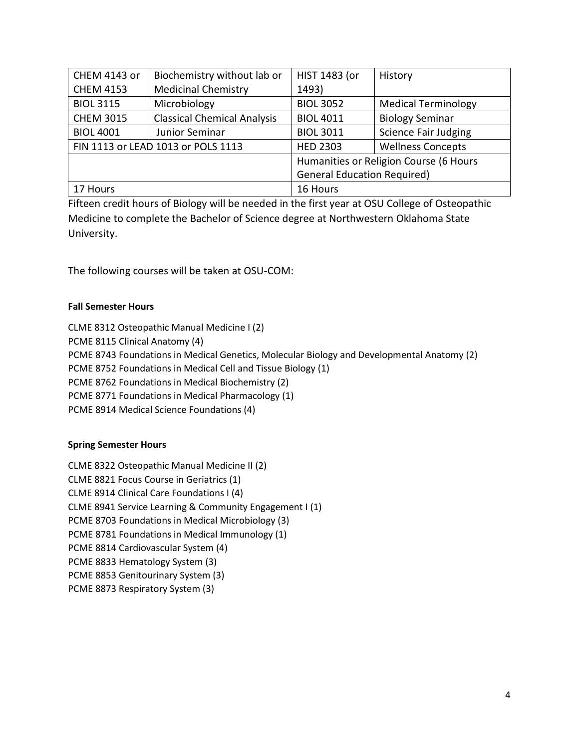| | | | |
|---|---|---|---|
| CHEM 4143 or CHEM 4153 | Biochemistry without lab or Medicinal Chemistry | HIST 1483 (or 1493) | History |
| BIOL 3115 | Microbiology | BIOL 3052 | Medical Terminology |
| CHEM 3015 | Classical Chemical Analysis | BIOL 4011 | Biology Seminar |
| BIOL 4001 | Junior Seminar | BIOL 3011 | Science Fair Judging |
| FIN 1113 or LEAD 1013 or POLS 1113 | | HED 2303 | Wellness Concepts |
| | | Humanities or Religion Course (6 Hours General Education Required) | |
| 17 Hours | | 16 Hours | |

Fifteen credit hours of Biology will be needed in the first year at OSU College of Osteopathic Medicine to complete the Bachelor of Science degree at Northwestern Oklahoma State University.

The following courses will be taken at OSU-COM:

**Fall Semester Hours**

CLME 8312 Osteopathic Manual Medicine I (2)
PCME 8115 Clinical Anatomy (4)
PCME 8743 Foundations in Medical Genetics, Molecular Biology and Developmental Anatomy (2)
PCME 8752 Foundations in Medical Cell and Tissue Biology (1)
PCME 8762 Foundations in Medical Biochemistry (2)
PCME 8771 Foundations in Medical Pharmacology (1)
PCME 8914 Medical Science Foundations (4)

**Spring Semester Hours**

CLME 8322 Osteopathic Manual Medicine II (2)
CLME 8821 Focus Course in Geriatrics (1)
CLME 8914 Clinical Care Foundations I (4)
CLME 8941 Service Learning & Community Engagement I (1)
PCME 8703 Foundations in Medical Microbiology (3)
PCME 8781 Foundations in Medical Immunology (1)
PCME 8814 Cardiovascular System (4)
PCME 8833 Hematology System (3)
PCME 8853 Genitourinary System (3)
PCME 8873 Respiratory System (3)